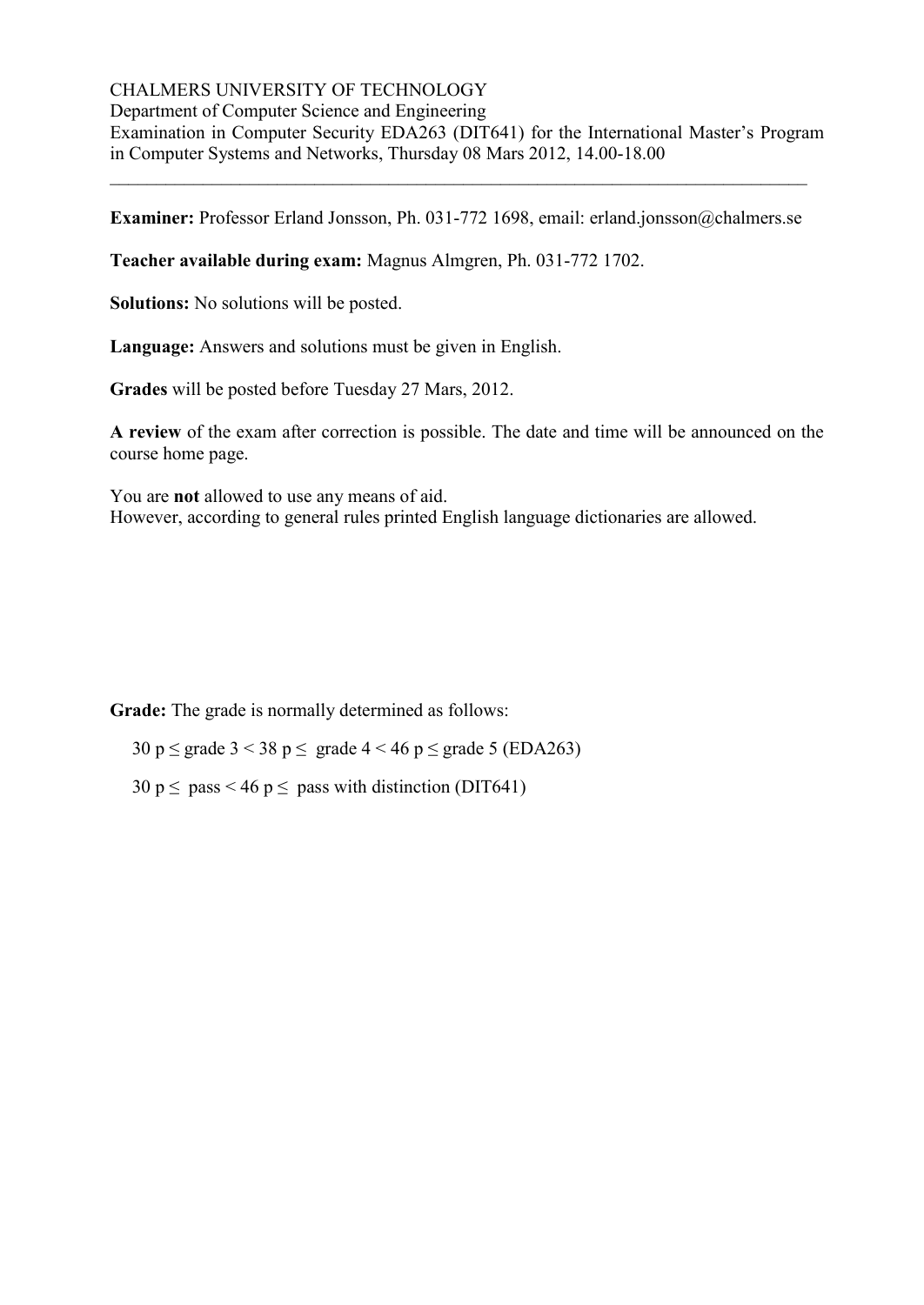CHALMERS UNIVERSITY OF TECHNOLOGY
Department of Computer Science and Engineering
Examination in Computer Security EDA263 (DIT641) for the International Master's Program in Computer Systems and Networks, Thursday 08 Mars 2012, 14.00-18.00

---

**Examiner:** Professor Erland Jonsson, Ph. 031-772 1698, email: erland.jonsson@chalmers.se

**Teacher available during exam:** Magnus Almgren, Ph. 031-772 1702.

**Solutions:** No solutions will be posted.

**Language:** Answers and solutions must be given in English.

**Grades** will be posted before Tuesday 27 Mars, 2012.

**A review** of the exam after correction is possible. The date and time will be announced on the course home page.

You are **not** allowed to use any means of aid.
However, according to general rules printed English language dictionaries are allowed.

**Grade:** The grade is normally determined as follows:

30 p ≤ grade 3 < 38 p ≤ grade 4 < 46 p ≤ grade 5 (EDA263)

30 p ≤ pass < 46 p ≤ pass with distinction (DIT641)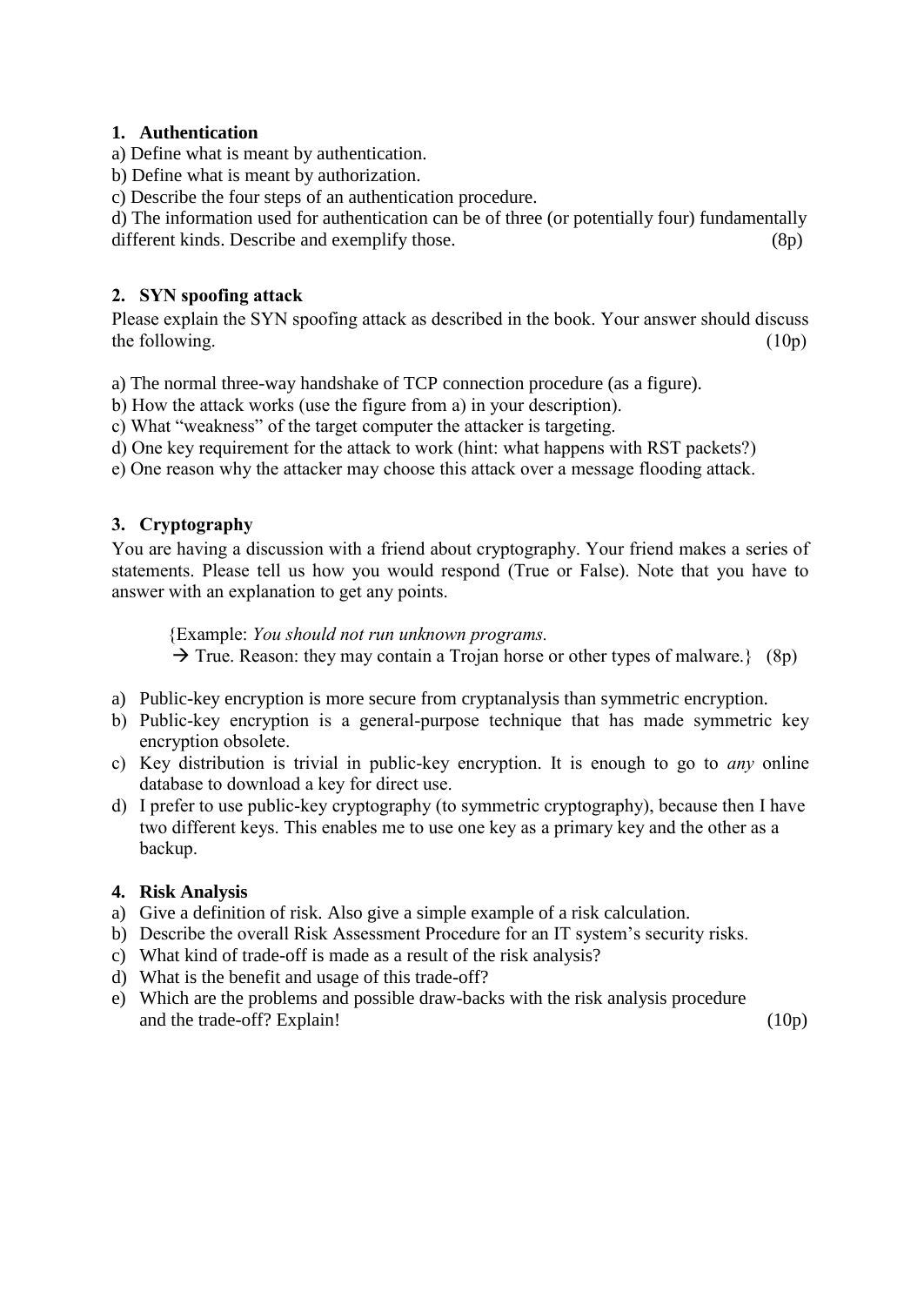## 1. Authentication

a) Define what is meant by authentication.
b) Define what is meant by authorization.
c) Describe the four steps of an authentication procedure.
d) The information used for authentication can be of three (or potentially four) fundamentally different kinds. Describe and exemplify those. (8p)

## 2. SYN spoofing attack

Please explain the SYN spoofing attack as described in the book. Your answer should discuss the following. (10p)

a) The normal three-way handshake of TCP connection procedure (as a figure).
b) How the attack works (use the figure from a) in your description).
c) What "weakness" of the target computer the attacker is targeting.
d) One key requirement for the attack to work (hint: what happens with RST packets?)
e) One reason why the attacker may choose this attack over a message flooding attack.

## 3. Cryptography

You are having a discussion with a friend about cryptography. Your friend makes a series of statements. Please tell us how you would respond (True or False). Note that you have to answer with an explanation to get any points.

> {Example: *You should not run unknown programs.*
> → True. Reason: they may contain a Trojan horse or other types of malware.} (8p)

a) Public-key encryption is more secure from cryptanalysis than symmetric encryption.
b) Public-key encryption is a general-purpose technique that has made symmetric key encryption obsolete.
c) Key distribution is trivial in public-key encryption. It is enough to go to *any* online database to download a key for direct use.
d) I prefer to use public-key cryptography (to symmetric cryptography), because then I have two different keys. This enables me to use one key as a primary key and the other as a backup.

## 4. Risk Analysis

a) Give a definition of risk. Also give a simple example of a risk calculation.
b) Describe the overall Risk Assessment Procedure for an IT system's security risks.
c) What kind of trade-off is made as a result of the risk analysis?
d) What is the benefit and usage of this trade-off?
e) Which are the problems and possible draw-backs with the risk analysis procedure and the trade-off? Explain! (10p)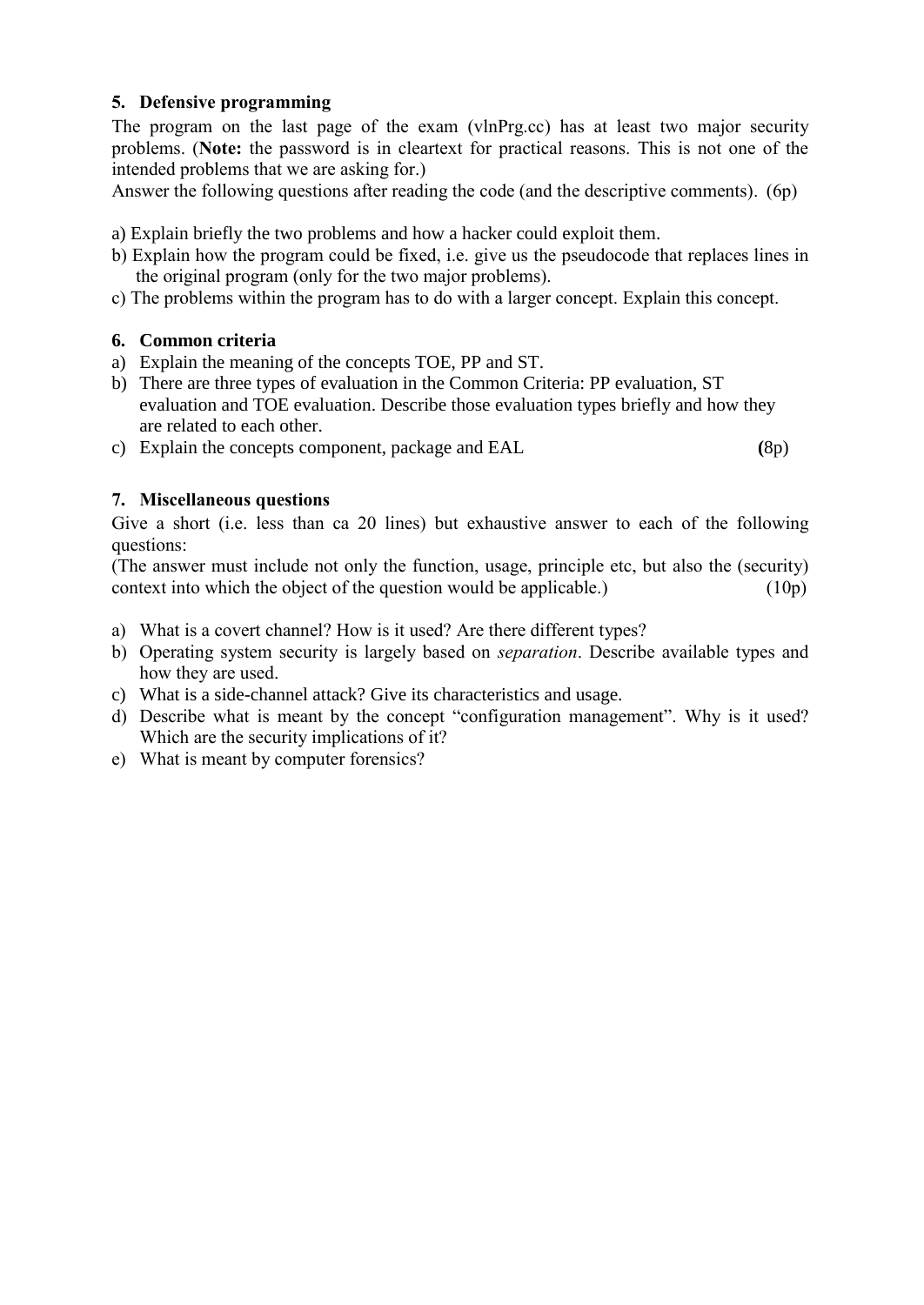### 5. Defensive programming

The program on the last page of the exam (vlnPrg.cc) has at least two major security problems. (**Note:** the password is in cleartext for practical reasons. This is not one of the intended problems that we are asking for.)

Answer the following questions after reading the code (and the descriptive comments). (6p)

a) Explain briefly the two problems and how a hacker could exploit them.

b) Explain how the program could be fixed, i.e. give us the pseudocode that replaces lines in the original program (only for the two major problems).

c) The problems within the program has to do with a larger concept. Explain this concept.

### 6. Common criteria

a) Explain the meaning of the concepts TOE, PP and ST.

b) There are three types of evaluation in the Common Criteria: PP evaluation, ST evaluation and TOE evaluation. Describe those evaluation types briefly and how they are related to each other.

c) Explain the concepts component, package and EAL **(**8p)

### 7. Miscellaneous questions

Give a short (i.e. less than ca 20 lines) but exhaustive answer to each of the following questions:

(The answer must include not only the function, usage, principle etc, but also the (security) context into which the object of the question would be applicable.) (10p)

a) What is a covert channel? How is it used? Are there different types?

b) Operating system security is largely based on *separation*. Describe available types and how they are used.

c) What is a side-channel attack? Give its characteristics and usage.

d) Describe what is meant by the concept “configuration management”. Why is it used? Which are the security implications of it?

e) What is meant by computer forensics?